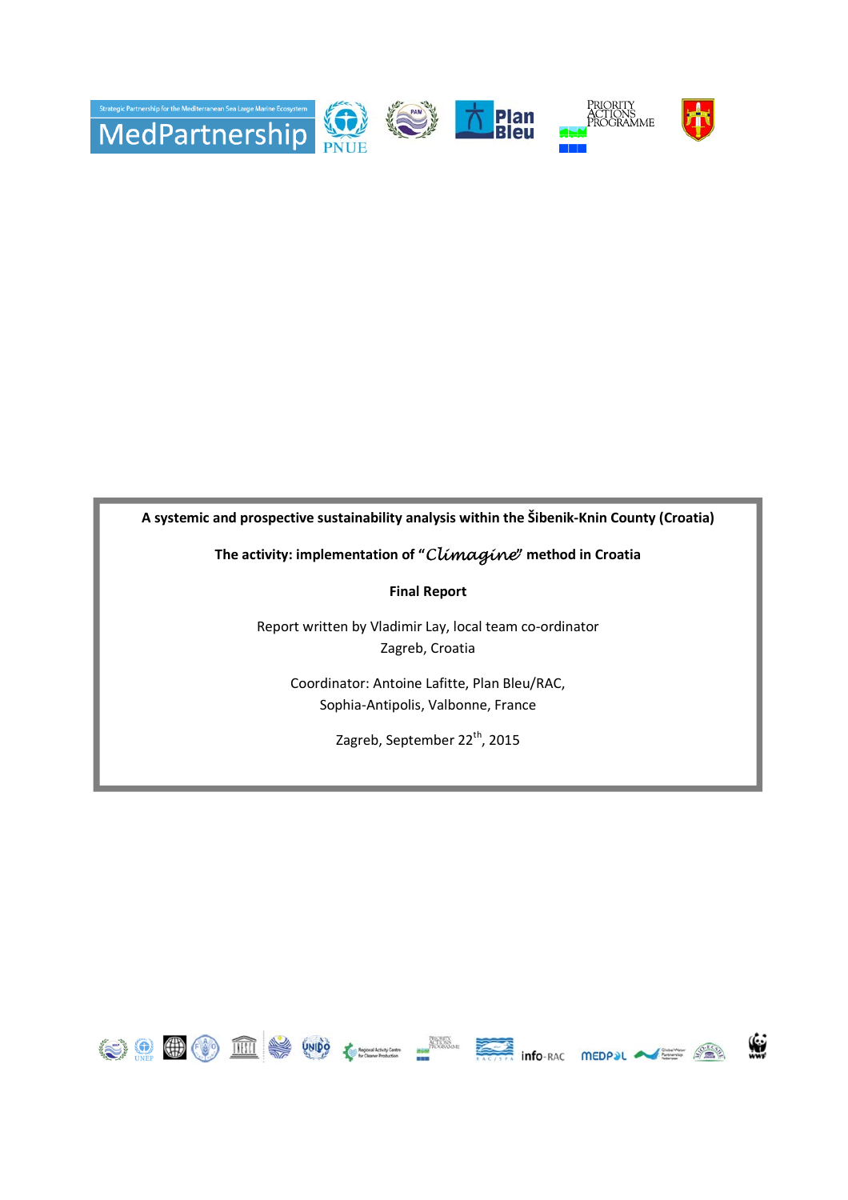**A systemic and prospective sustainability analysis within the Šibenik-Knin County (Croatia)**

**The activity: implementation of "*Climagine*" method in Croatia**

**Final Report**

Report written by Vladimir Lay, local team co-ordinator
Zagreb, Croatia

Coordinator: Antoine Lafitte, Plan Bleu/RAC,
Sophia-Antipolis, Valbonne, France

Zagreb, September 22[th], 2015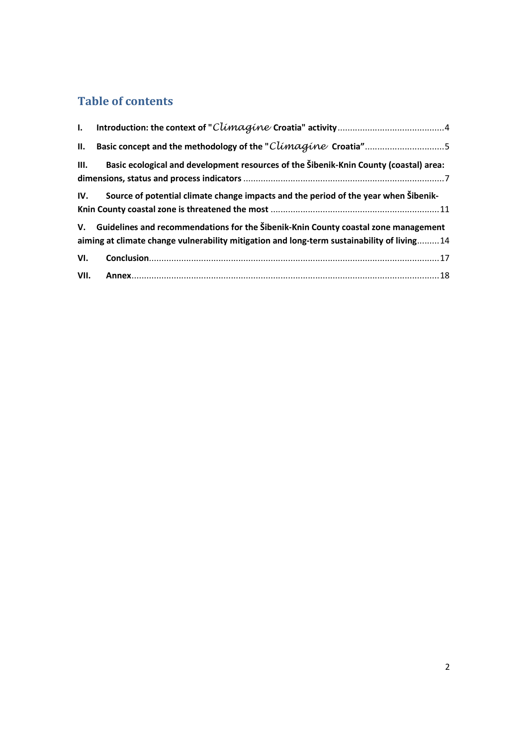## Table of contents

**I. Introduction: the context of "*Climagine* Croatia" activity** ....................................... 4

**II. Basic concept and the methodology of the "*Climagine* Croatia"** ....................................... 5

**III. Basic ecological and development resources of the Šibenik-Knin County (coastal) area: dimensions, status and process indicators** ....................................... 7

**IV. Source of potential climate change impacts and the period of the year when Šibenik-Knin County coastal zone is threatened the most** ....................................... 11

**V. Guidelines and recommendations for the Šibenik-Knin County coastal zone management aiming at climate change vulnerability mitigation and long-term sustainability of living** ....................................... 14

**VI. Conclusion** ....................................... 17

**VII. Annex** ....................................... 18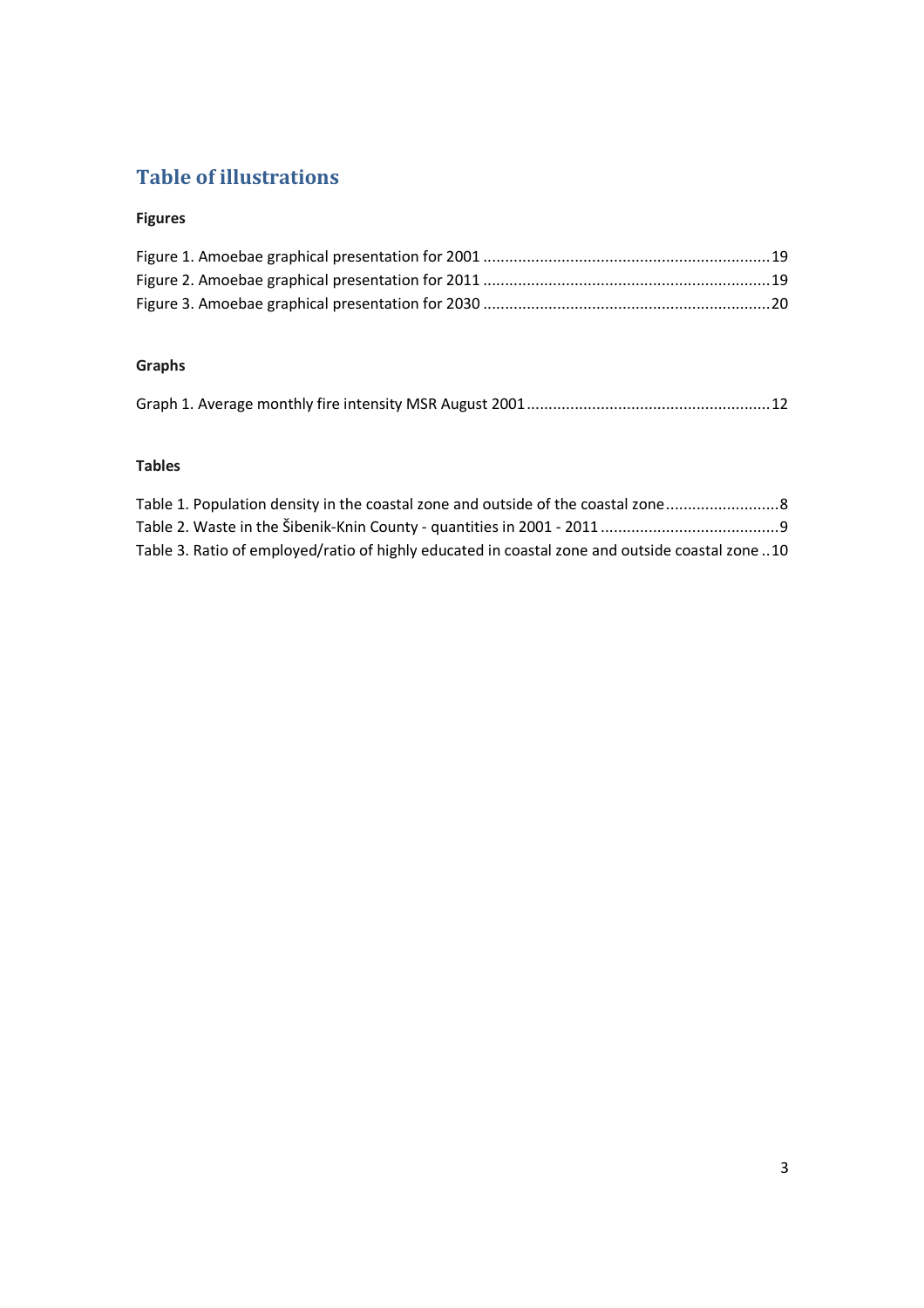# Table of illustrations

**Figures**

Figure 1. Amoebae graphical presentation for 2001 ................................................................. 19
Figure 2. Amoebae graphical presentation for 2011 ................................................................. 19
Figure 3. Amoebae graphical presentation for 2030 ................................................................. 20

**Graphs**

Graph 1. Average monthly fire intensity MSR August 2001 ....................................................... 12

**Tables**

Table 1. Population density in the coastal zone and outside of the coastal zone .......................... 8
Table 2. Waste in the Šibenik-Knin County - quantities in 2001 - 2011 ......................................... 9
Table 3. Ratio of employed/ratio of highly educated in coastal zone and outside coastal zone .. 10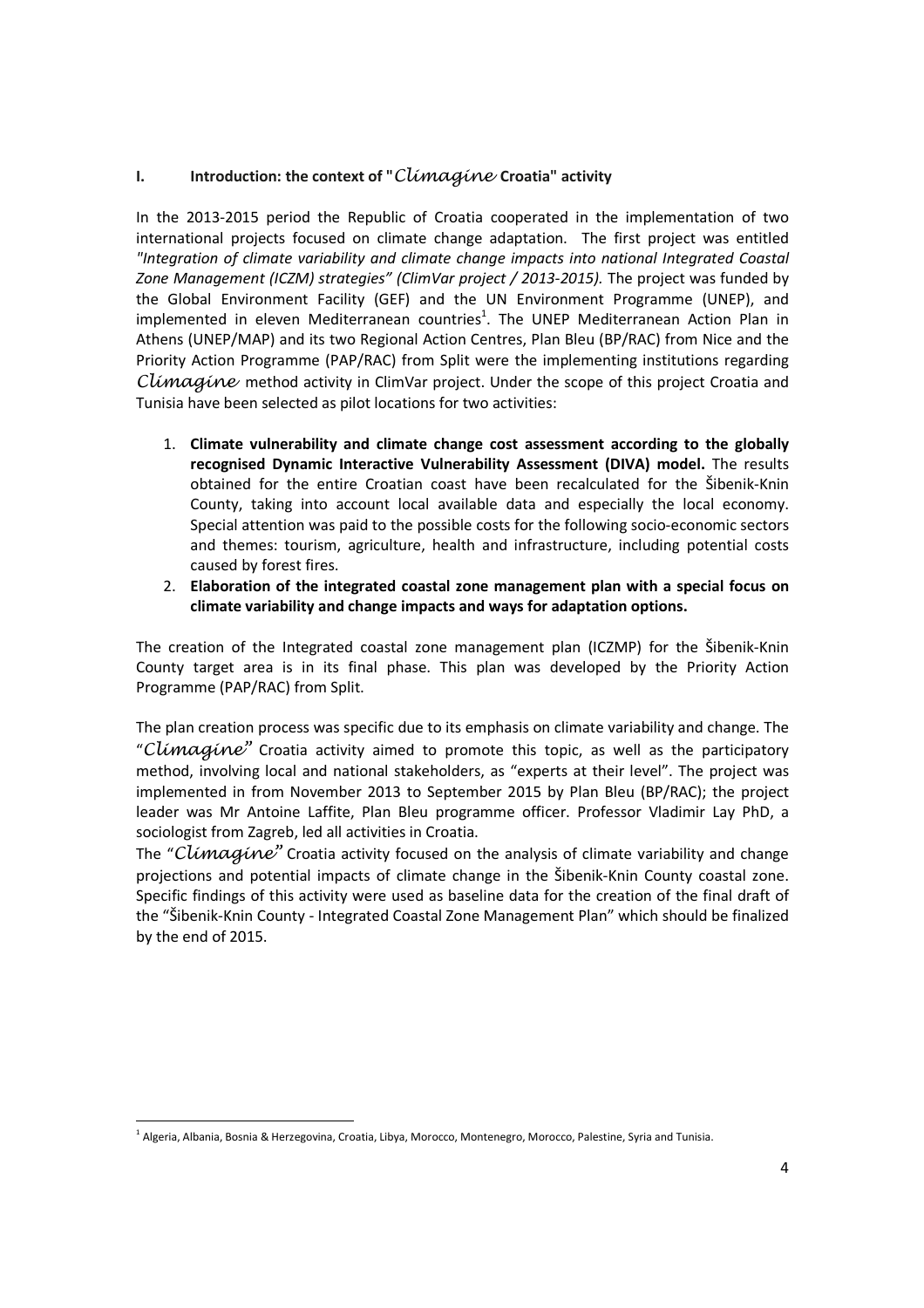## I. Introduction: the context of "*Climagine* Croatia" activity

In the 2013-2015 period the Republic of Croatia cooperated in the implementation of two international projects focused on climate change adaptation. The first project was entitled *"Integration of climate variability and climate change impacts into national Integrated Coastal Zone Management (ICZM) strategies" (ClimVar project / 2013-2015).* The project was funded by the Global Environment Facility (GEF) and the UN Environment Programme (UNEP), and implemented in eleven Mediterranean countries[1]. The UNEP Mediterranean Action Plan in Athens (UNEP/MAP) and its two Regional Action Centres, Plan Bleu (BP/RAC) from Nice and the Priority Action Programme (PAP/RAC) from Split were the implementing institutions regarding *Climagine* method activity in ClimVar project. Under the scope of this project Croatia and Tunisia have been selected as pilot locations for two activities:

1. **Climate vulnerability and climate change cost assessment according to the globally recognised Dynamic Interactive Vulnerability Assessment (DIVA) model.** The results obtained for the entire Croatian coast have been recalculated for the Šibenik-Knin County, taking into account local available data and especially the local economy. Special attention was paid to the possible costs for the following socio-economic sectors and themes: tourism, agriculture, health and infrastructure, including potential costs caused by forest fires.
2. **Elaboration of the integrated coastal zone management plan with a special focus on climate variability and change impacts and ways for adaptation options.**

The creation of the Integrated coastal zone management plan (ICZMP) for the Šibenik-Knin County target area is in its final phase. This plan was developed by the Priority Action Programme (PAP/RAC) from Split.

The plan creation process was specific due to its emphasis on climate variability and change. The "*Climagine*" Croatia activity aimed to promote this topic, as well as the participatory method, involving local and national stakeholders, as "experts at their level". The project was implemented in from November 2013 to September 2015 by Plan Bleu (BP/RAC); the project leader was Mr Antoine Laffite, Plan Bleu programme officer. Professor Vladimir Lay PhD, a sociologist from Zagreb, led all activities in Croatia.

The "*Climagine*" Croatia activity focused on the analysis of climate variability and change projections and potential impacts of climate change in the Šibenik-Knin County coastal zone. Specific findings of this activity were used as baseline data for the creation of the final draft of the "Šibenik-Knin County - Integrated Coastal Zone Management Plan" which should be finalized by the end of 2015.

[1] Algeria, Albania, Bosnia & Herzegovina, Croatia, Libya, Morocco, Montenegro, Morocco, Palestine, Syria and Tunisia.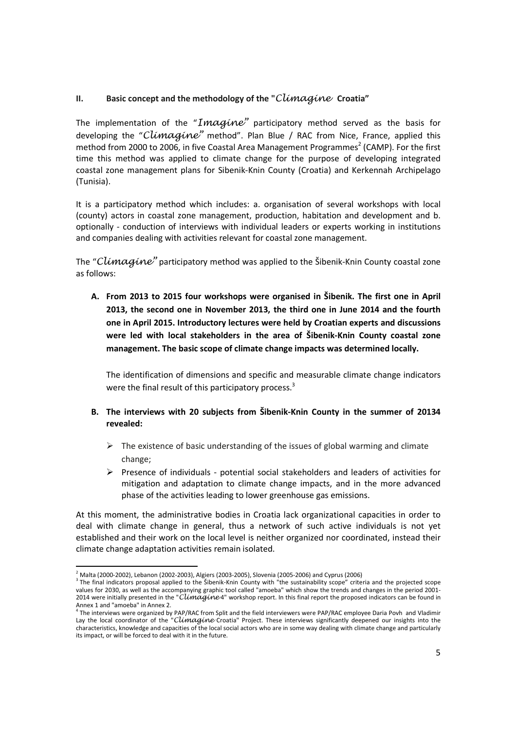## II. Basic concept and the methodology of the "*Climagine* Croatia"

The implementation of the "*Imagine*" participatory method served as the basis for developing the "*Climagine*" method". Plan Blue / RAC from Nice, France, applied this method from 2000 to 2006, in five Coastal Area Management Programmes[2] (CAMP). For the first time this method was applied to climate change for the purpose of developing integrated coastal zone management plans for Sibenik-Knin County (Croatia) and Kerkennah Archipelago (Tunisia).

It is a participatory method which includes: a. organisation of several workshops with local (county) actors in coastal zone management, production, habitation and development and b. optionally - conduction of interviews with individual leaders or experts working in institutions and companies dealing with activities relevant for coastal zone management.

The "*Climagine*" participatory method was applied to the Šibenik-Knin County coastal zone as follows:

**A. From 2013 to 2015 four workshops were organised in Šibenik. The first one in April 2013, the second one in November 2013, the third one in June 2014 and the fourth one in April 2015. Introductory lectures were held by Croatian experts and discussions were led with local stakeholders in the area of Šibenik-Knin County coastal zone management. The basic scope of climate change impacts was determined locally.**

The identification of dimensions and specific and measurable climate change indicators were the final result of this participatory process.[3]

**B. The interviews with 20 subjects from Šibenik-Knin County in the summer of 2013[4] revealed:**

- The existence of basic understanding of the issues of global warming and climate change;
- Presence of individuals - potential social stakeholders and leaders of activities for mitigation and adaptation to climate change impacts, and in the more advanced phase of the activities leading to lower greenhouse gas emissions.

At this moment, the administrative bodies in Croatia lack organizational capacities in order to deal with climate change in general, thus a network of such active individuals is not yet established and their work on the local level is neither organized nor coordinated, instead their climate change adaptation activities remain isolated.

---

[2] Malta (2000-2002), Lebanon (2002-2003), Algiers (2003-2005), Slovenia (2005-2006) and Cyprus (2006)

[3] The final indicators proposal applied to the Šibenik-Knin County with "the sustainability scope" criteria and the projected scope values for 2030, as well as the accompanying graphic tool called "amoeba" which show the trends and changes in the period 2001-2014 were initially presented in the "*Climagine*4" workshop report. In this final report the proposed indicators can be found in Annex 1 and "amoeba" in Annex 2.

[4] The interviews were organized by PAP/RAC from Split and the field interviewers were PAP/RAC employee Daria Povh and Vladimir Lay the local coordinator of the "*Climagine* Croatia" Project. These interviews significantly deepened our insights into the characteristics, knowledge and capacities of the local social actors who are in some way dealing with climate change and particularly its impact, or will be forced to deal with it in the future.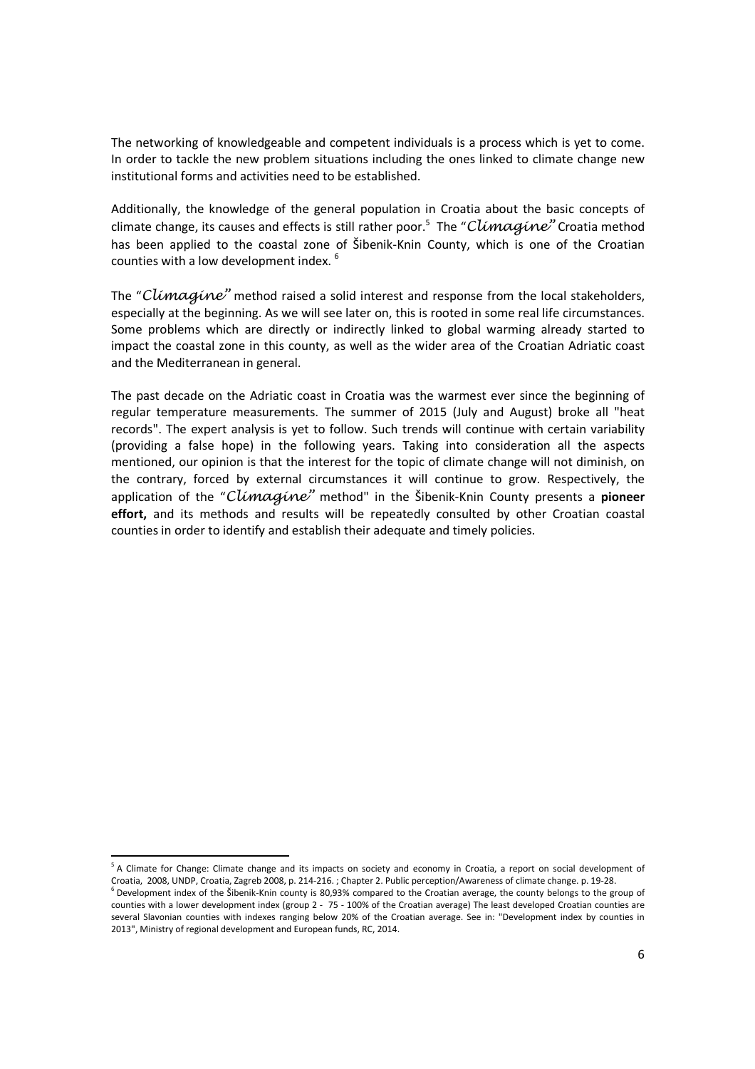The networking of knowledgeable and competent individuals is a process which is yet to come. In order to tackle the new problem situations including the ones linked to climate change new institutional forms and activities need to be established.

Additionally, the knowledge of the general population in Croatia about the basic concepts of climate change, its causes and effects is still rather poor.[5] The "*Climagine*" Croatia method has been applied to the coastal zone of Šibenik-Knin County, which is one of the Croatian counties with a low development index. [6]

The "*Climagine*" method raised a solid interest and response from the local stakeholders, especially at the beginning. As we will see later on, this is rooted in some real life circumstances. Some problems which are directly or indirectly linked to global warming already started to impact the coastal zone in this county, as well as the wider area of the Croatian Adriatic coast and the Mediterranean in general.

The past decade on the Adriatic coast in Croatia was the warmest ever since the beginning of regular temperature measurements. The summer of 2015 (July and August) broke all "heat records". The expert analysis is yet to follow. Such trends will continue with certain variability (providing a false hope) in the following years. Taking into consideration all the aspects mentioned, our opinion is that the interest for the topic of climate change will not diminish, on the contrary, forced by external circumstances it will continue to grow. Respectively, the application of the "*Climagine*" method" in the Šibenik-Knin County presents a **pioneer effort,** and its methods and results will be repeatedly consulted by other Croatian coastal counties in order to identify and establish their adequate and timely policies.

---

[5] A Climate for Change: Climate change and its impacts on society and economy in Croatia, a report on social development of Croatia, 2008, UNDP, Croatia, Zagreb 2008, p. 214-216. ; Chapter 2. Public perception/Awareness of climate change. p. 19-28.

[6] Development index of the Šibenik-Knin county is 80,93% compared to the Croatian average, the county belongs to the group of counties with a lower development index (group 2 - 75 - 100% of the Croatian average) The least developed Croatian counties are several Slavonian counties with indexes ranging below 20% of the Croatian average. See in: "Development index by counties in 2013", Ministry of regional development and European funds, RC, 2014.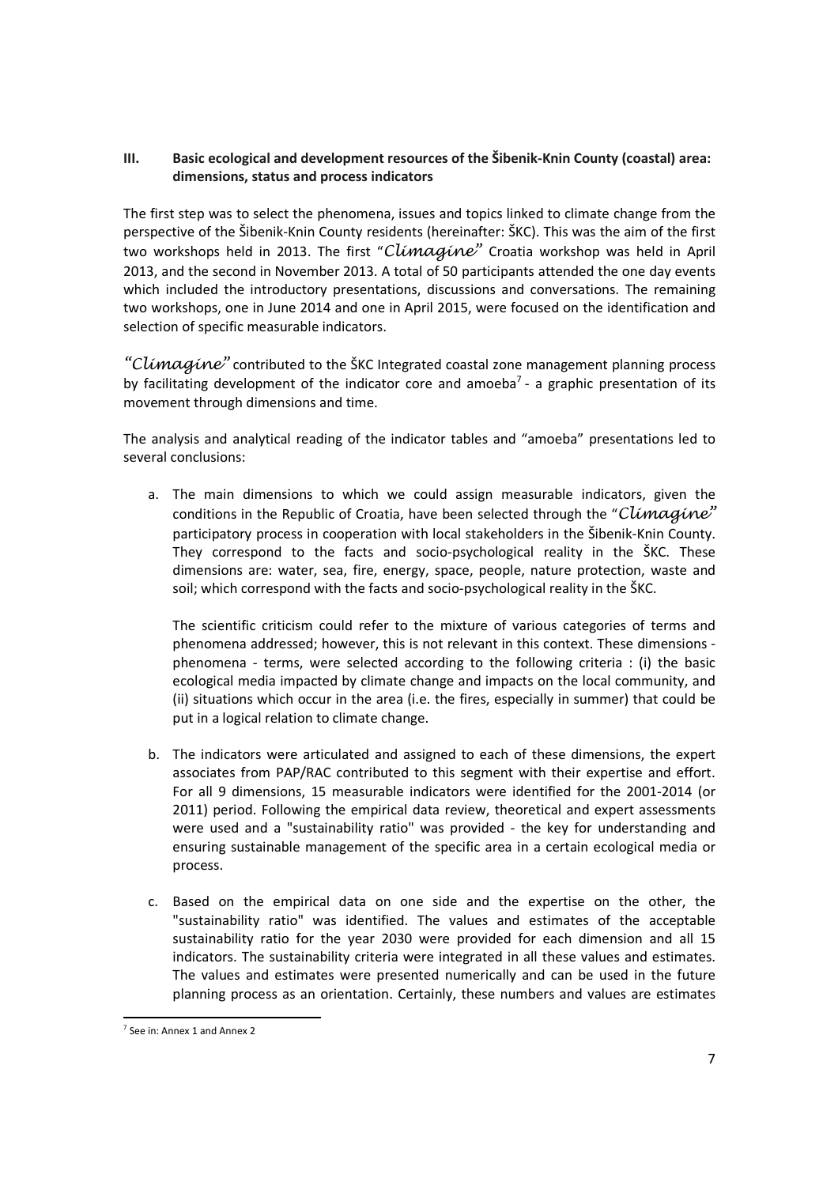## III. Basic ecological and development resources of the Šibenik-Knin County (coastal) area: dimensions, status and process indicators

The first step was to select the phenomena, issues and topics linked to climate change from the perspective of the Šibenik-Knin County residents (hereinafter: ŠKC). This was the aim of the first two workshops held in 2013. The first "*Climagine*" Croatia workshop was held in April 2013, and the second in November 2013. A total of 50 participants attended the one day events which included the introductory presentations, discussions and conversations. The remaining two workshops, one in June 2014 and one in April 2015, were focused on the identification and selection of specific measurable indicators.

"*Climagine*" contributed to the ŠKC Integrated coastal zone management planning process by facilitating development of the indicator core and amoeba[7] - a graphic presentation of its movement through dimensions and time.

The analysis and analytical reading of the indicator tables and "amoeba" presentations led to several conclusions:

a. The main dimensions to which we could assign measurable indicators, given the conditions in the Republic of Croatia, have been selected through the "*Climagine*" participatory process in cooperation with local stakeholders in the Šibenik-Knin County. They correspond to the facts and socio-psychological reality in the ŠKC. These dimensions are: water, sea, fire, energy, space, people, nature protection, waste and soil; which correspond with the facts and socio-psychological reality in the ŠKC.

   The scientific criticism could refer to the mixture of various categories of terms and phenomena addressed; however, this is not relevant in this context. These dimensions - phenomena - terms, were selected according to the following criteria : (i) the basic ecological media impacted by climate change and impacts on the local community, and (ii) situations which occur in the area (i.e. the fires, especially in summer) that could be put in a logical relation to climate change.

b. The indicators were articulated and assigned to each of these dimensions, the expert associates from PAP/RAC contributed to this segment with their expertise and effort. For all 9 dimensions, 15 measurable indicators were identified for the 2001-2014 (or 2011) period. Following the empirical data review, theoretical and expert assessments were used and a "sustainability ratio" was provided - the key for understanding and ensuring sustainable management of the specific area in a certain ecological media or process.

c. Based on the empirical data on one side and the expertise on the other, the "sustainability ratio" was identified. The values and estimates of the acceptable sustainability ratio for the year 2030 were provided for each dimension and all 15 indicators. The sustainability criteria were integrated in all these values and estimates. The values and estimates were presented numerically and can be used in the future planning process as an orientation. Certainly, these numbers and values are estimates

[7] See in: Annex 1 and Annex 2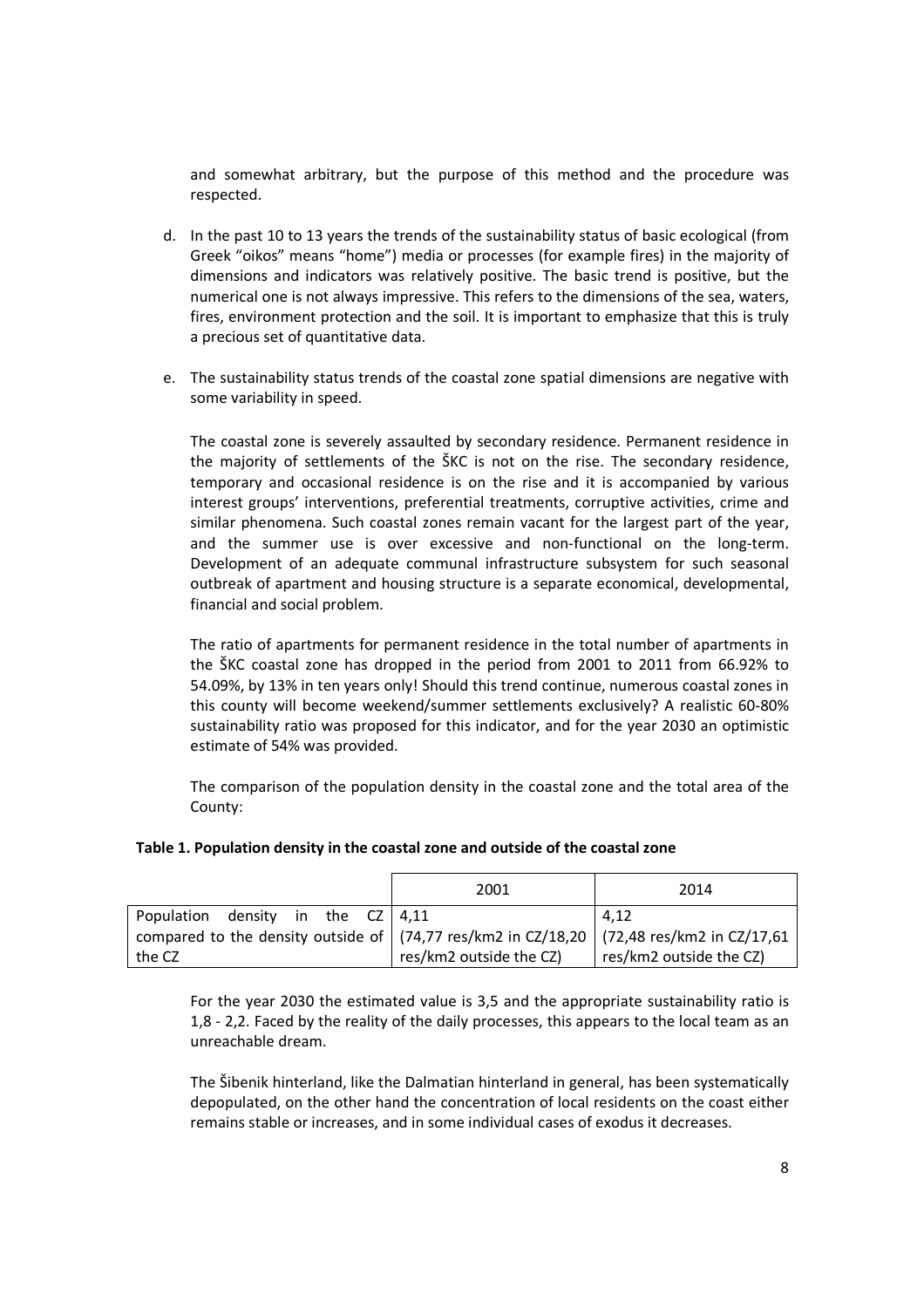and somewhat arbitrary, but the purpose of this method and the procedure was respected.

d. In the past 10 to 13 years the trends of the sustainability status of basic ecological (from Greek "oikos" means "home") media or processes (for example fires) in the majority of dimensions and indicators was relatively positive. The basic trend is positive, but the numerical one is not always impressive. This refers to the dimensions of the sea, waters, fires, environment protection and the soil. It is important to emphasize that this is truly a precious set of quantitative data.

e. The sustainability status trends of the coastal zone spatial dimensions are negative with some variability in speed.

   The coastal zone is severely assaulted by secondary residence. Permanent residence in the majority of settlements of the ŠKC is not on the rise. The secondary residence, temporary and occasional residence is on the rise and it is accompanied by various interest groups' interventions, preferential treatments, corruptive activities, crime and similar phenomena. Such coastal zones remain vacant for the largest part of the year, and the summer use is over excessive and non-functional on the long-term. Development of an adequate communal infrastructure subsystem for such seasonal outbreak of apartment and housing structure is a separate economical, developmental, financial and social problem.

   The ratio of apartments for permanent residence in the total number of apartments in the ŠKC coastal zone has dropped in the period from 2001 to 2011 from 66.92% to 54.09%, by 13% in ten years only! Should this trend continue, numerous coastal zones in this county will become weekend/summer settlements exclusively? A realistic 60-80% sustainability ratio was proposed for this indicator, and for the year 2030 an optimistic estimate of 54% was provided.

   The comparison of the population density in the coastal zone and the total area of the County:

**Table 1. Population density in the coastal zone and outside of the coastal zone**

| | 2001 | 2014 |
|---|---|---|
| Population density in the CZ compared to the density outside of the CZ | 4,11 (74,77 res/km2 in CZ/18,20 res/km2 outside the CZ) | 4,12 (72,48 res/km2 in CZ/17,61 res/km2 outside the CZ) |

   For the year 2030 the estimated value is 3,5 and the appropriate sustainability ratio is 1,8 - 2,2. Faced by the reality of the daily processes, this appears to the local team as an unreachable dream.

   The Šibenik hinterland, like the Dalmatian hinterland in general, has been systematically depopulated, on the other hand the concentration of local residents on the coast either remains stable or increases, and in some individual cases of exodus it decreases.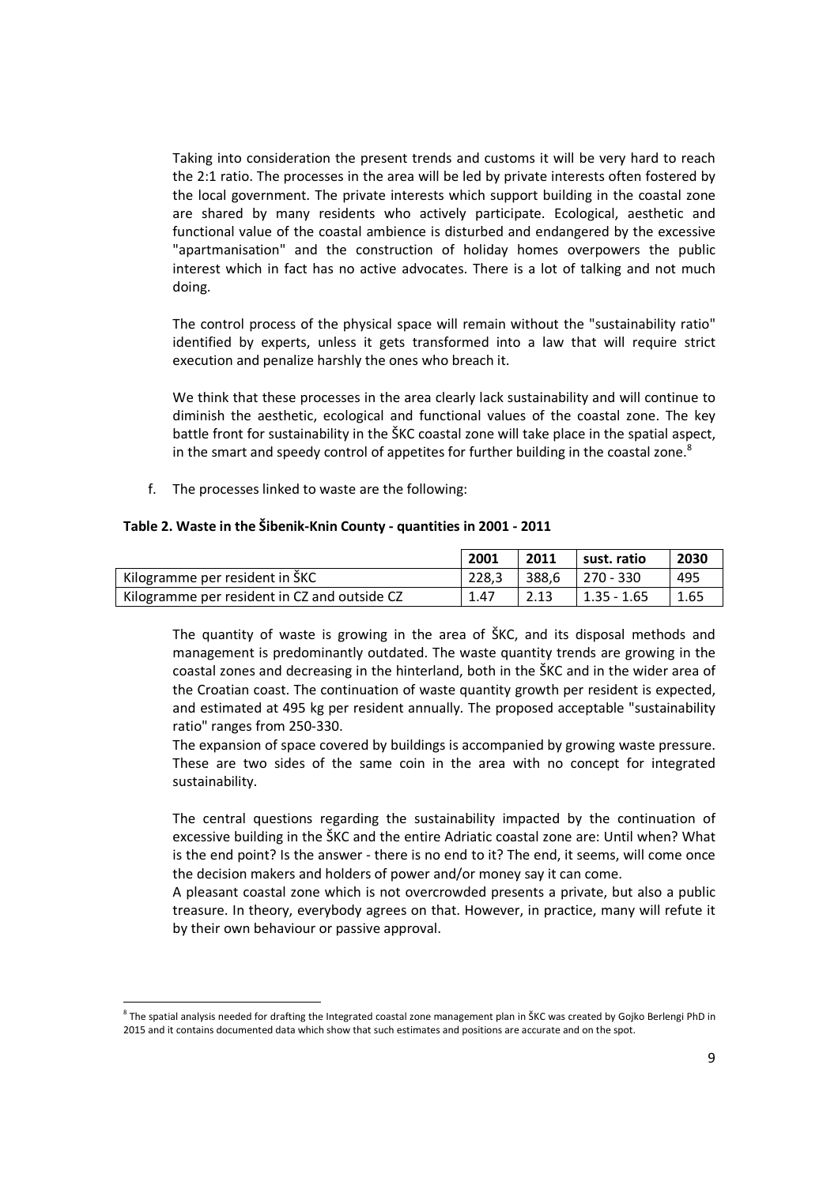Taking into consideration the present trends and customs it will be very hard to reach the 2:1 ratio. The processes in the area will be led by private interests often fostered by the local government. The private interests which support building in the coastal zone are shared by many residents who actively participate. Ecological, aesthetic and functional value of the coastal ambience is disturbed and endangered by the excessive "apartmanisation" and the construction of holiday homes overpowers the public interest which in fact has no active advocates. There is a lot of talking and not much doing.

The control process of the physical space will remain without the "sustainability ratio" identified by experts, unless it gets transformed into a law that will require strict execution and penalize harshly the ones who breach it.

We think that these processes in the area clearly lack sustainability and will continue to diminish the aesthetic, ecological and functional values of the coastal zone. The key battle front for sustainability in the ŠKC coastal zone will take place in the spatial aspect, in the smart and speedy control of appetites for further building in the coastal zone.[8]

f. The processes linked to waste are the following:

**Table 2. Waste in the Šibenik-Knin County - quantities in 2001 - 2011**

| | 2001 | 2011 | sust. ratio | 2030 |
|---|---|---|---|---|
| Kilogramme per resident in ŠKC | 228,3 | 388,6 | 270 - 330 | 495 |
| Kilogramme per resident in CZ and outside CZ | 1.47 | 2.13 | 1.35 - 1.65 | 1.65 |

The quantity of waste is growing in the area of ŠKC, and its disposal methods and management is predominantly outdated. The waste quantity trends are growing in the coastal zones and decreasing in the hinterland, both in the ŠKC and in the wider area of the Croatian coast. The continuation of waste quantity growth per resident is expected, and estimated at 495 kg per resident annually. The proposed acceptable "sustainability ratio" ranges from 250-330.

The expansion of space covered by buildings is accompanied by growing waste pressure. These are two sides of the same coin in the area with no concept for integrated sustainability.

The central questions regarding the sustainability impacted by the continuation of excessive building in the ŠKC and the entire Adriatic coastal zone are: Until when? What is the end point? Is the answer - there is no end to it? The end, it seems, will come once the decision makers and holders of power and/or money say it can come.

A pleasant coastal zone which is not overcrowded presents a private, but also a public treasure. In theory, everybody agrees on that. However, in practice, many will refute it by their own behaviour or passive approval.

[8] The spatial analysis needed for drafting the Integrated coastal zone management plan in ŠKC was created by Gojko Berlengi PhD in 2015 and it contains documented data which show that such estimates and positions are accurate and on the spot.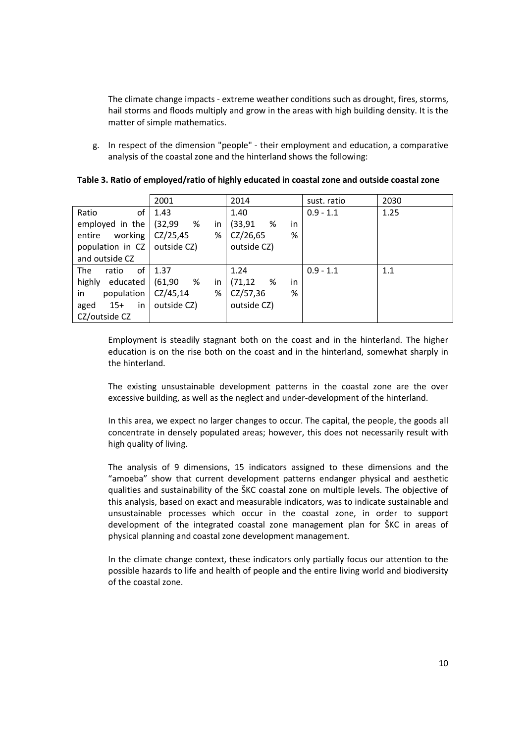The climate change impacts - extreme weather conditions such as drought, fires, storms, hail storms and floods multiply and grow in the areas with high building density. It is the matter of simple mathematics.

g. In respect of the dimension "people" - their employment and education, a comparative analysis of the coastal zone and the hinterland shows the following:

**Table 3. Ratio of employed/ratio of highly educated in coastal zone and outside coastal zone**

| | 2001 | 2014 | sust. ratio | 2030 |
|---|---|---|---|---|
| Ratio of employed in the entire working population in CZ and outside CZ | 1.43 (32,99 % in CZ/25,45 % outside CZ) | 1.40 (33,91 % in CZ/26,65 % outside CZ) | 0.9 - 1.1 | 1.25 |
| The ratio of highly educated in population aged 15+ in CZ/outside CZ | 1.37 (61,90 % in CZ/45,14 % outside CZ) | 1.24 (71,12 % in CZ/57,36 % outside CZ) | 0.9 - 1.1 | 1.1 |

Employment is steadily stagnant both on the coast and in the hinterland. The higher education is on the rise both on the coast and in the hinterland, somewhat sharply in the hinterland.

The existing unsustainable development patterns in the coastal zone are the over excessive building, as well as the neglect and under-development of the hinterland.

In this area, we expect no larger changes to occur. The capital, the people, the goods all concentrate in densely populated areas; however, this does not necessarily result with high quality of living.

The analysis of 9 dimensions, 15 indicators assigned to these dimensions and the "amoeba" show that current development patterns endanger physical and aesthetic qualities and sustainability of the ŠKC coastal zone on multiple levels. The objective of this analysis, based on exact and measurable indicators, was to indicate sustainable and unsustainable processes which occur in the coastal zone, in order to support development of the integrated coastal zone management plan for ŠKC in areas of physical planning and coastal zone development management.

In the climate change context, these indicators only partially focus our attention to the possible hazards to life and health of people and the entire living world and biodiversity of the coastal zone.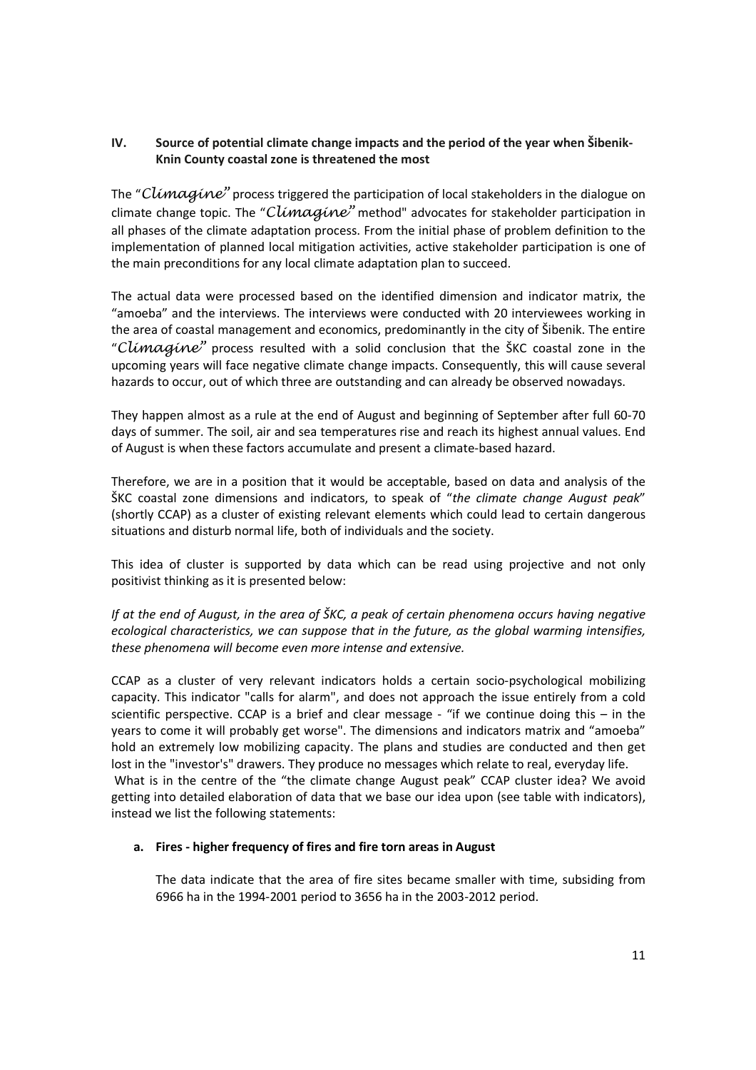## IV. Source of potential climate change impacts and the period of the year when Šibenik-Knin County coastal zone is threatened the most

The "*Climagine*" process triggered the participation of local stakeholders in the dialogue on climate change topic. The "*Climagine*" method" advocates for stakeholder participation in all phases of the climate adaptation process. From the initial phase of problem definition to the implementation of planned local mitigation activities, active stakeholder participation is one of the main preconditions for any local climate adaptation plan to succeed.

The actual data were processed based on the identified dimension and indicator matrix, the "amoeba" and the interviews. The interviews were conducted with 20 interviewees working in the area of coastal management and economics, predominantly in the city of Šibenik. The entire "*Climagine*" process resulted with a solid conclusion that the ŠKC coastal zone in the upcoming years will face negative climate change impacts. Consequently, this will cause several hazards to occur, out of which three are outstanding and can already be observed nowadays.

They happen almost as a rule at the end of August and beginning of September after full 60-70 days of summer. The soil, air and sea temperatures rise and reach its highest annual values. End of August is when these factors accumulate and present a climate-based hazard.

Therefore, we are in a position that it would be acceptable, based on data and analysis of the ŠKC coastal zone dimensions and indicators, to speak of "*the climate change August peak*" (shortly CCAP) as a cluster of existing relevant elements which could lead to certain dangerous situations and disturb normal life, both of individuals and the society.

This idea of cluster is supported by data which can be read using projective and not only positivist thinking as it is presented below:

*If at the end of August, in the area of ŠKC, a peak of certain phenomena occurs having negative ecological characteristics, we can suppose that in the future, as the global warming intensifies, these phenomena will become even more intense and extensive.*

CCAP as a cluster of very relevant indicators holds a certain socio-psychological mobilizing capacity. This indicator "calls for alarm", and does not approach the issue entirely from a cold scientific perspective. CCAP is a brief and clear message - "if we continue doing this – in the years to come it will probably get worse". The dimensions and indicators matrix and "amoeba" hold an extremely low mobilizing capacity. The plans and studies are conducted and then get lost in the "investor's" drawers. They produce no messages which relate to real, everyday life.
What is in the centre of the "the climate change August peak" CCAP cluster idea? We avoid getting into detailed elaboration of data that we base our idea upon (see table with indicators), instead we list the following statements:

**a. Fires - higher frequency of fires and fire torn areas in August**

The data indicate that the area of fire sites became smaller with time, subsiding from 6966 ha in the 1994-2001 period to 3656 ha in the 2003-2012 period.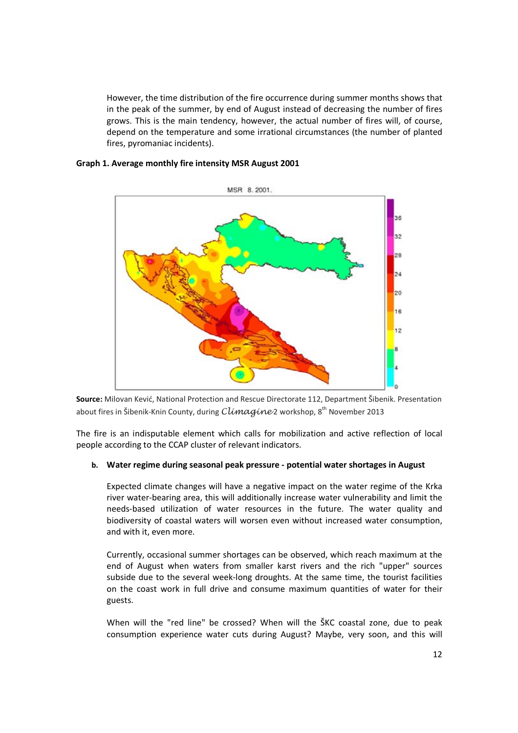However, the time distribution of the fire occurrence during summer months shows that in the peak of the summer, by end of August instead of decreasing the number of fires grows. This is the main tendency, however, the actual number of fires will, of course, depend on the temperature and some irrational circumstances (the number of planted fires, pyromaniac incidents).

**Graph 1. Average monthly fire intensity MSR August 2001**

MSR 8. 2001.

36
32
28
24
20
16
12
8
4
0

**Source:** Milovan Kević, National Protection and Rescue Directorate 112, Department Šibenik. Presentation about fires in Šibenik-Knin County, during *Climagine*2 workshop, 8th November 2013

The fire is an indisputable element which calls for mobilization and active reflection of local people according to the CCAP cluster of relevant indicators.

**b. Water regime during seasonal peak pressure - potential water shortages in August**

Expected climate changes will have a negative impact on the water regime of the Krka river water-bearing area, this will additionally increase water vulnerability and limit the needs-based utilization of water resources in the future. The water quality and biodiversity of coastal waters will worsen even without increased water consumption, and with it, even more.

Currently, occasional summer shortages can be observed, which reach maximum at the end of August when waters from smaller karst rivers and the rich "upper" sources subside due to the several week-long droughts. At the same time, the tourist facilities on the coast work in full drive and consume maximum quantities of water for their guests.

When will the "red line" be crossed? When will the ŠKC coastal zone, due to peak consumption experience water cuts during August? Maybe, very soon, and this will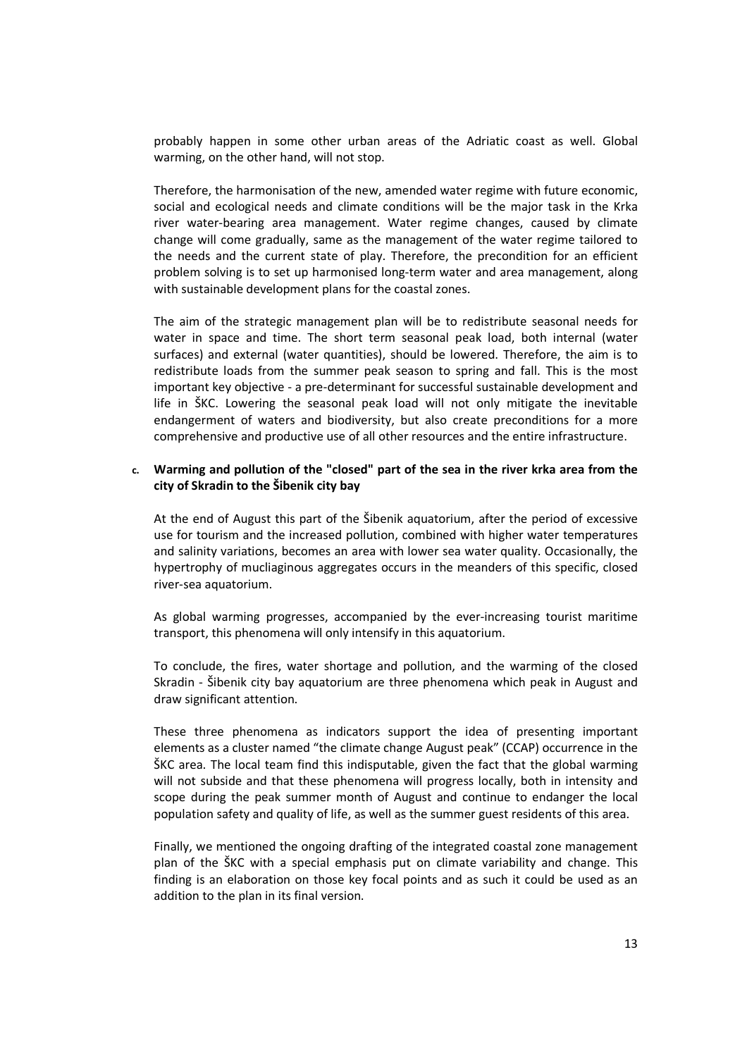probably happen in some other urban areas of the Adriatic coast as well. Global warming, on the other hand, will not stop.

Therefore, the harmonisation of the new, amended water regime with future economic, social and ecological needs and climate conditions will be the major task in the Krka river water-bearing area management. Water regime changes, caused by climate change will come gradually, same as the management of the water regime tailored to the needs and the current state of play. Therefore, the precondition for an efficient problem solving is to set up harmonised long-term water and area management, along with sustainable development plans for the coastal zones.

The aim of the strategic management plan will be to redistribute seasonal needs for water in space and time. The short term seasonal peak load, both internal (water surfaces) and external (water quantities), should be lowered. Therefore, the aim is to redistribute loads from the summer peak season to spring and fall. This is the most important key objective - a pre-determinant for successful sustainable development and life in ŠKC. Lowering the seasonal peak load will not only mitigate the inevitable endangerment of waters and biodiversity, but also create preconditions for a more comprehensive and productive use of all other resources and the entire infrastructure.

**c. Warming and pollution of the "closed" part of the sea in the river krka area from the city of Skradin to the Šibenik city bay**

At the end of August this part of the Šibenik aquatorium, after the period of excessive use for tourism and the increased pollution, combined with higher water temperatures and salinity variations, becomes an area with lower sea water quality. Occasionally, the hypertrophy of mucliaginous aggregates occurs in the meanders of this specific, closed river-sea aquatorium.

As global warming progresses, accompanied by the ever-increasing tourist maritime transport, this phenomena will only intensify in this aquatorium.

To conclude, the fires, water shortage and pollution, and the warming of the closed Skradin - Šibenik city bay aquatorium are three phenomena which peak in August and draw significant attention.

These three phenomena as indicators support the idea of presenting important elements as a cluster named "the climate change August peak" (CCAP) occurrence in the ŠKC area. The local team find this indisputable, given the fact that the global warming will not subside and that these phenomena will progress locally, both in intensity and scope during the peak summer month of August and continue to endanger the local population safety and quality of life, as well as the summer guest residents of this area.

Finally, we mentioned the ongoing drafting of the integrated coastal zone management plan of the ŠKC with a special emphasis put on climate variability and change. This finding is an elaboration on those key focal points and as such it could be used as an addition to the plan in its final version.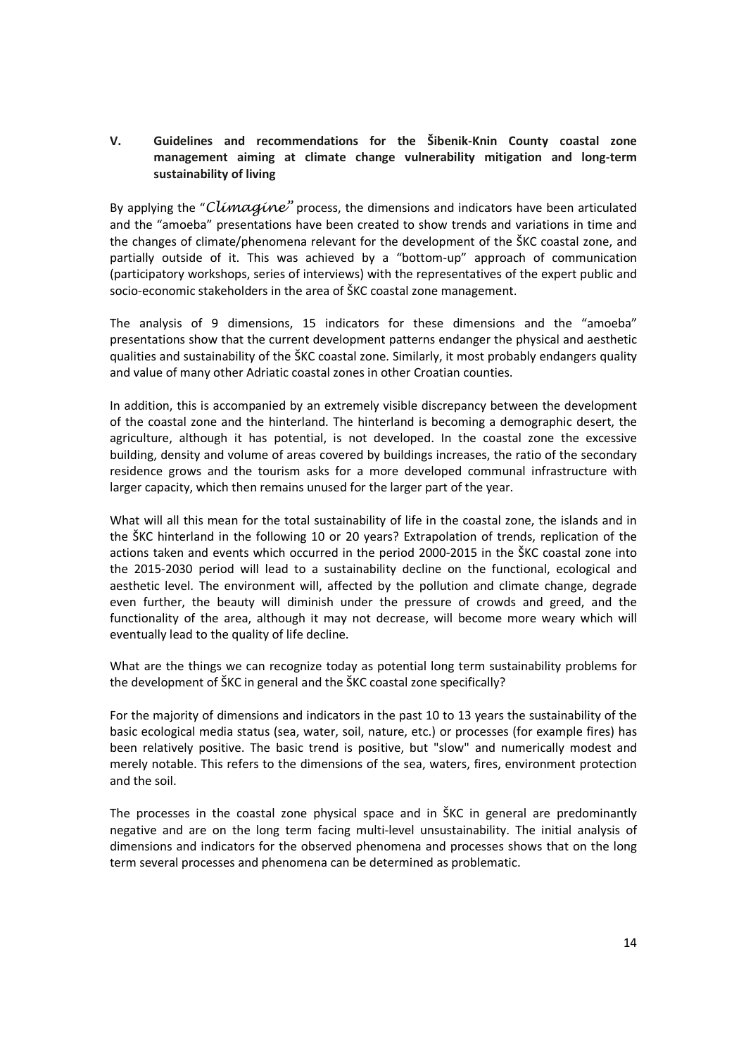## V. Guidelines and recommendations for the Šibenik-Knin County coastal zone management aiming at climate change vulnerability mitigation and long-term sustainability of living

By applying the "*Climagine*" process, the dimensions and indicators have been articulated and the "amoeba" presentations have been created to show trends and variations in time and the changes of climate/phenomena relevant for the development of the ŠKC coastal zone, and partially outside of it. This was achieved by a "bottom-up" approach of communication (participatory workshops, series of interviews) with the representatives of the expert public and socio-economic stakeholders in the area of ŠKC coastal zone management.

The analysis of 9 dimensions, 15 indicators for these dimensions and the "amoeba" presentations show that the current development patterns endanger the physical and aesthetic qualities and sustainability of the ŠKC coastal zone. Similarly, it most probably endangers quality and value of many other Adriatic coastal zones in other Croatian counties.

In addition, this is accompanied by an extremely visible discrepancy between the development of the coastal zone and the hinterland. The hinterland is becoming a demographic desert, the agriculture, although it has potential, is not developed. In the coastal zone the excessive building, density and volume of areas covered by buildings increases, the ratio of the secondary residence grows and the tourism asks for a more developed communal infrastructure with larger capacity, which then remains unused for the larger part of the year.

What will all this mean for the total sustainability of life in the coastal zone, the islands and in the ŠKC hinterland in the following 10 or 20 years? Extrapolation of trends, replication of the actions taken and events which occurred in the period 2000-2015 in the ŠKC coastal zone into the 2015-2030 period will lead to a sustainability decline on the functional, ecological and aesthetic level. The environment will, affected by the pollution and climate change, degrade even further, the beauty will diminish under the pressure of crowds and greed, and the functionality of the area, although it may not decrease, will become more weary which will eventually lead to the quality of life decline.

What are the things we can recognize today as potential long term sustainability problems for the development of ŠKC in general and the ŠKC coastal zone specifically?

For the majority of dimensions and indicators in the past 10 to 13 years the sustainability of the basic ecological media status (sea, water, soil, nature, etc.) or processes (for example fires) has been relatively positive. The basic trend is positive, but "slow" and numerically modest and merely notable. This refers to the dimensions of the sea, waters, fires, environment protection and the soil.

The processes in the coastal zone physical space and in ŠKC in general are predominantly negative and are on the long term facing multi-level unsustainability. The initial analysis of dimensions and indicators for the observed phenomena and processes shows that on the long term several processes and phenomena can be determined as problematic.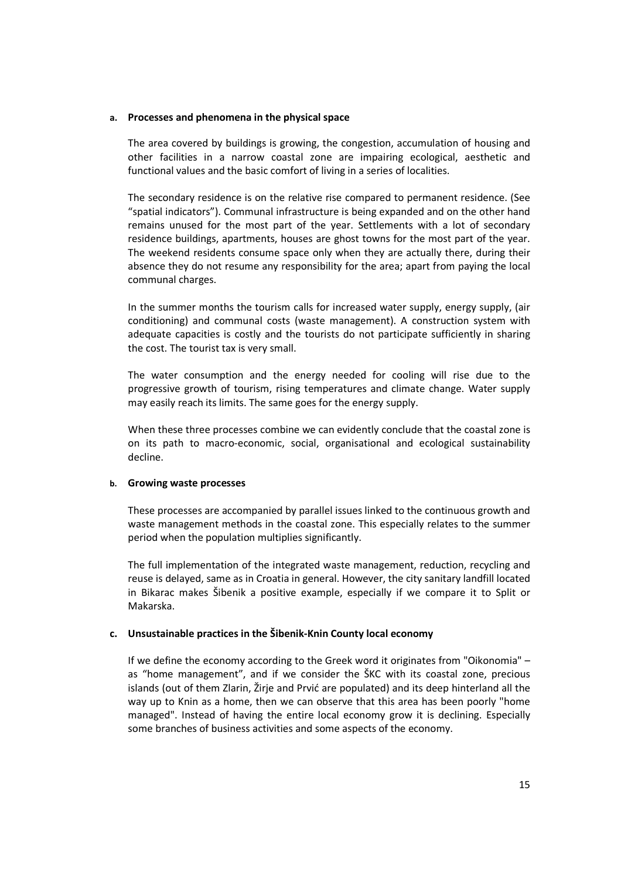**a. Processes and phenomena in the physical space**

The area covered by buildings is growing, the congestion, accumulation of housing and other facilities in a narrow coastal zone are impairing ecological, aesthetic and functional values and the basic comfort of living in a series of localities.

The secondary residence is on the relative rise compared to permanent residence. (See "spatial indicators"). Communal infrastructure is being expanded and on the other hand remains unused for the most part of the year. Settlements with a lot of secondary residence buildings, apartments, houses are ghost towns for the most part of the year. The weekend residents consume space only when they are actually there, during their absence they do not resume any responsibility for the area; apart from paying the local communal charges.

In the summer months the tourism calls for increased water supply, energy supply, (air conditioning) and communal costs (waste management). A construction system with adequate capacities is costly and the tourists do not participate sufficiently in sharing the cost. The tourist tax is very small.

The water consumption and the energy needed for cooling will rise due to the progressive growth of tourism, rising temperatures and climate change. Water supply may easily reach its limits. The same goes for the energy supply.

When these three processes combine we can evidently conclude that the coastal zone is on its path to macro-economic, social, organisational and ecological sustainability decline.

**b. Growing waste processes**

These processes are accompanied by parallel issues linked to the continuous growth and waste management methods in the coastal zone. This especially relates to the summer period when the population multiplies significantly.

The full implementation of the integrated waste management, reduction, recycling and reuse is delayed, same as in Croatia in general. However, the city sanitary landfill located in Bikarac makes Šibenik a positive example, especially if we compare it to Split or Makarska.

**c. Unsustainable practices in the Šibenik-Knin County local economy**

If we define the economy according to the Greek word it originates from "Oikonomia" – as "home management", and if we consider the ŠKC with its coastal zone, precious islands (out of them Zlarin, Žirje and Prvić are populated) and its deep hinterland all the way up to Knin as a home, then we can observe that this area has been poorly "home managed". Instead of having the entire local economy grow it is declining. Especially some branches of business activities and some aspects of the economy.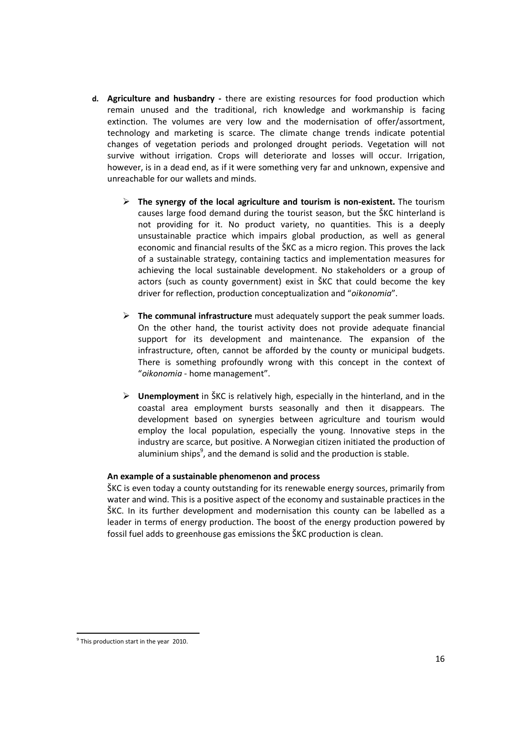d. **Agriculture and husbandry -** there are existing resources for food production which remain unused and the traditional, rich knowledge and workmanship is facing extinction. The volumes are very low and the modernisation of offer/assortment, technology and marketing is scarce. The climate change trends indicate potential changes of vegetation periods and prolonged drought periods. Vegetation will not survive without irrigation. Crops will deteriorate and losses will occur. Irrigation, however, is in a dead end, as if it were something very far and unknown, expensive and unreachable for our wallets and minds.

- **The synergy of the local agriculture and tourism is non-existent.** The tourism causes large food demand during the tourist season, but the ŠKC hinterland is not providing for it. No product variety, no quantities. This is a deeply unsustainable practice which impairs global production, as well as general economic and financial results of the ŠKC as a micro region. This proves the lack of a sustainable strategy, containing tactics and implementation measures for achieving the local sustainable development. No stakeholders or a group of actors (such as county government) exist in ŠKC that could become the key driver for reflection, production conceptualization and "*oikonomia*".

- **The communal infrastructure** must adequately support the peak summer loads. On the other hand, the tourist activity does not provide adequate financial support for its development and maintenance. The expansion of the infrastructure, often, cannot be afforded by the county or municipal budgets. There is something profoundly wrong with this concept in the context of "*oikonomia* - home management".

- **Unemployment** in ŠKC is relatively high, especially in the hinterland, and in the coastal area employment bursts seasonally and then it disappears. The development based on synergies between agriculture and tourism would employ the local population, especially the young. Innovative steps in the industry are scarce, but positive. A Norwegian citizen initiated the production of aluminium ships[9], and the demand is solid and the production is stable.

**An example of a sustainable phenomenon and process**

ŠKC is even today a county outstanding for its renewable energy sources, primarily from water and wind. This is a positive aspect of the economy and sustainable practices in the ŠKC. In its further development and modernisation this county can be labelled as a leader in terms of energy production. The boost of the energy production powered by fossil fuel adds to greenhouse gas emissions the ŠKC production is clean.

[9] This production start in the year 2010.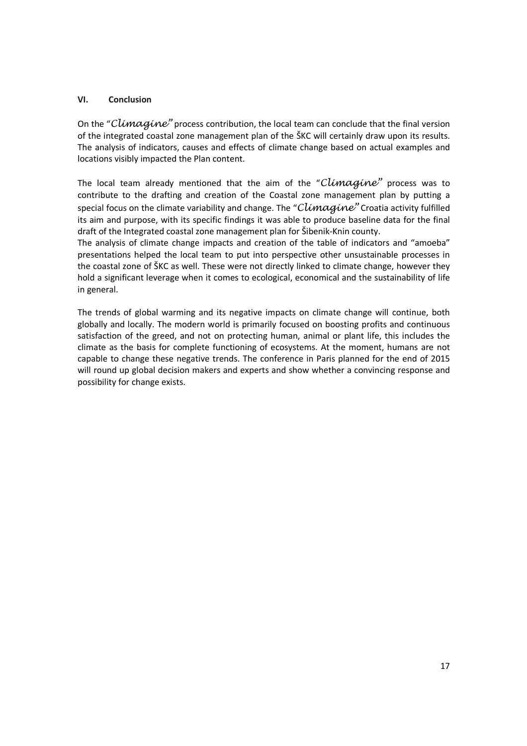## VI. Conclusion

On the "*Climagine*" process contribution, the local team can conclude that the final version of the integrated coastal zone management plan of the ŠKC will certainly draw upon its results. The analysis of indicators, causes and effects of climate change based on actual examples and locations visibly impacted the Plan content.

The local team already mentioned that the aim of the "*Climagine*" process was to contribute to the drafting and creation of the Coastal zone management plan by putting a special focus on the climate variability and change. The "*Climagine*" Croatia activity fulfilled its aim and purpose, with its specific findings it was able to produce baseline data for the final draft of the Integrated coastal zone management plan for Šibenik-Knin county.

The analysis of climate change impacts and creation of the table of indicators and "amoeba" presentations helped the local team to put into perspective other unsustainable processes in the coastal zone of ŠKC as well. These were not directly linked to climate change, however they hold a significant leverage when it comes to ecological, economical and the sustainability of life in general.

The trends of global warming and its negative impacts on climate change will continue, both globally and locally. The modern world is primarily focused on boosting profits and continuous satisfaction of the greed, and not on protecting human, animal or plant life, this includes the climate as the basis for complete functioning of ecosystems. At the moment, humans are not capable to change these negative trends. The conference in Paris planned for the end of 2015 will round up global decision makers and experts and show whether a convincing response and possibility for change exists.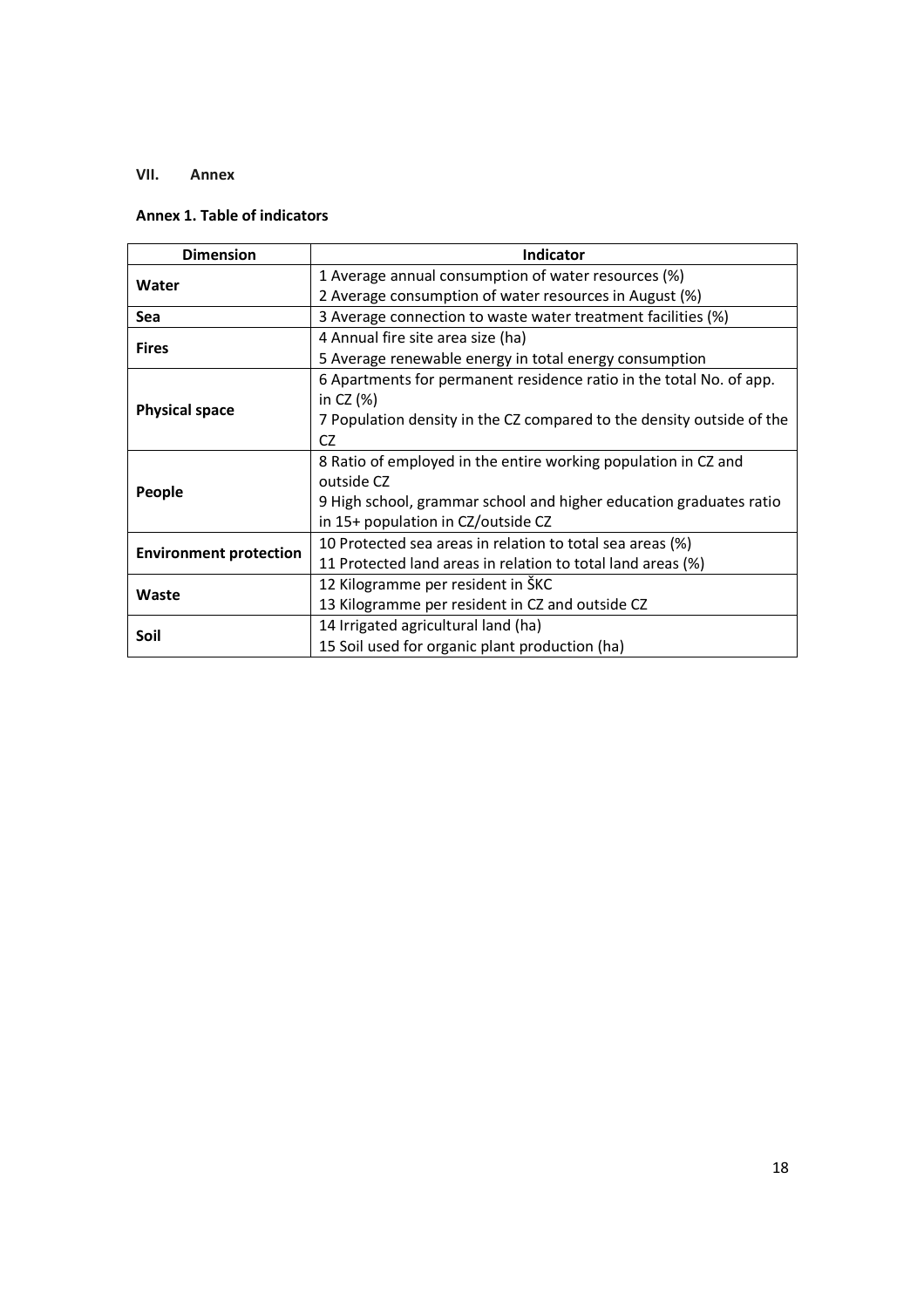## VII. Annex

### Annex 1. Table of indicators

| Dimension | Indicator |
|---|---|
| **Water** | 1 Average annual consumption of water resources (%)<br>2 Average consumption of water resources in August (%) |
| **Sea** | 3 Average connection to waste water treatment facilities (%) |
| **Fires** | 4 Annual fire site area size (ha)<br>5 Average renewable energy in total energy consumption |
| **Physical space** | 6 Apartments for permanent residence ratio in the total No. of app. in CZ (%)<br>7 Population density in the CZ compared to the density outside of the CZ |
| **People** | 8 Ratio of employed in the entire working population in CZ and outside CZ<br>9 High school, grammar school and higher education graduates ratio in 15+ population in CZ/outside CZ |
| **Environment protection** | 10 Protected sea areas in relation to total sea areas (%)<br>11 Protected land areas in relation to total land areas (%) |
| **Waste** | 12 Kilogramme per resident in ŠKC<br>13 Kilogramme per resident in CZ and outside CZ |
| **Soil** | 14 Irrigated agricultural land (ha)<br>15 Soil used for organic plant production (ha) |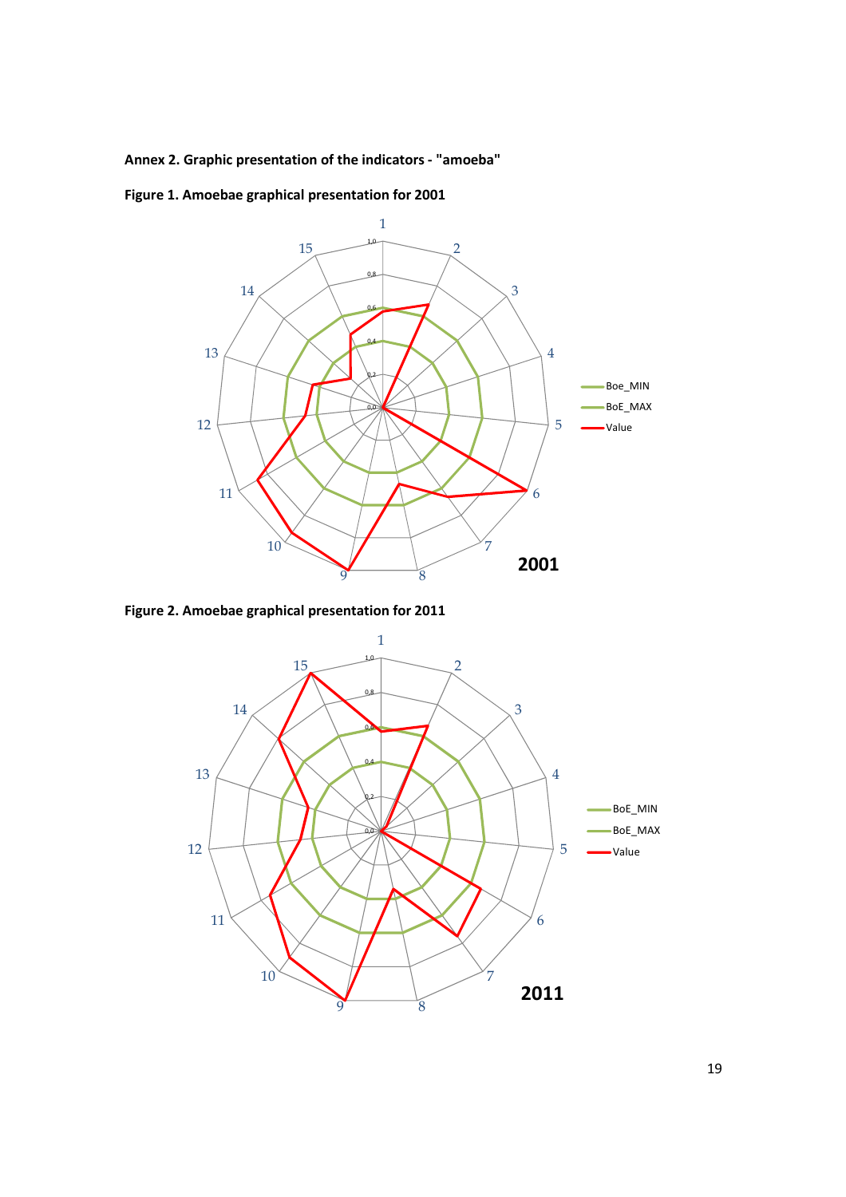**Annex 2. Graphic presentation of the indicators - "amoeba"**

**Figure 1. Amoebae graphical presentation for 2001**

1
2
3
4
5
6
7
8
9
10
11
12
13
14
15

1,0
0,8
0,6
0,4
0,2
0,0

Boe_MIN
BoE_MAX
Value

**2001**

**Figure 2. Amoebae graphical presentation for 2011**

1
2
3
4
5
6
7
8
9
10
11
12
13
14
15

1,0
0,8
0,6
0,4
0,2
0,0

BoE_MIN
BoE_MAX
Value

**2011**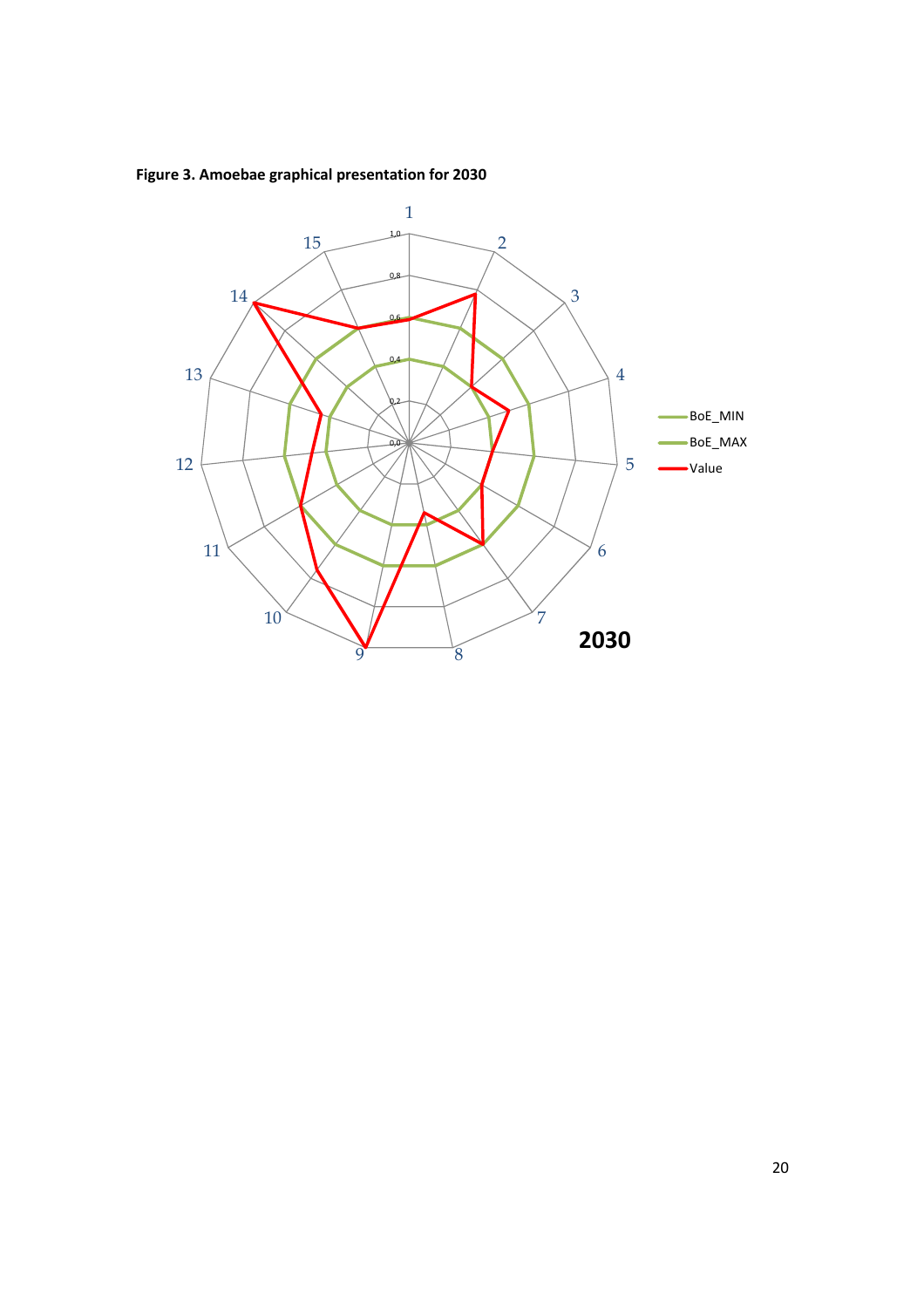**Figure 3. Amoebae graphical presentation for 2030**

1
2
3
4
5
6
7
8
9
10
11
12
13
14
15

1,0
0,8
0,6
0,4
0,2
0,0

BoE_MIN
BoE_MAX
Value

**2030**